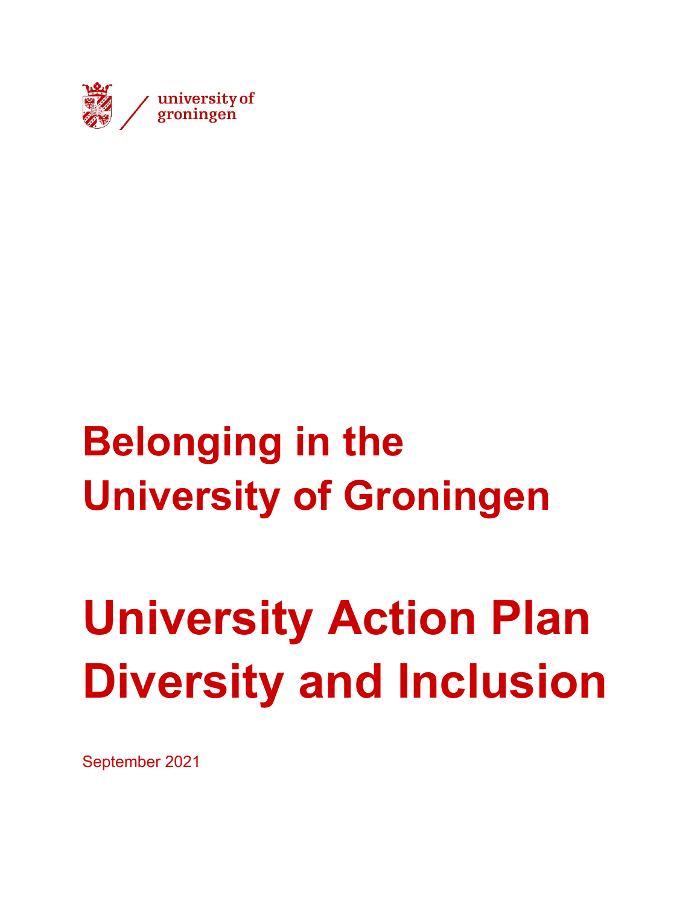university of groningen

# Belonging in the University of Groningen

# University Action Plan Diversity and Inclusion

September 2021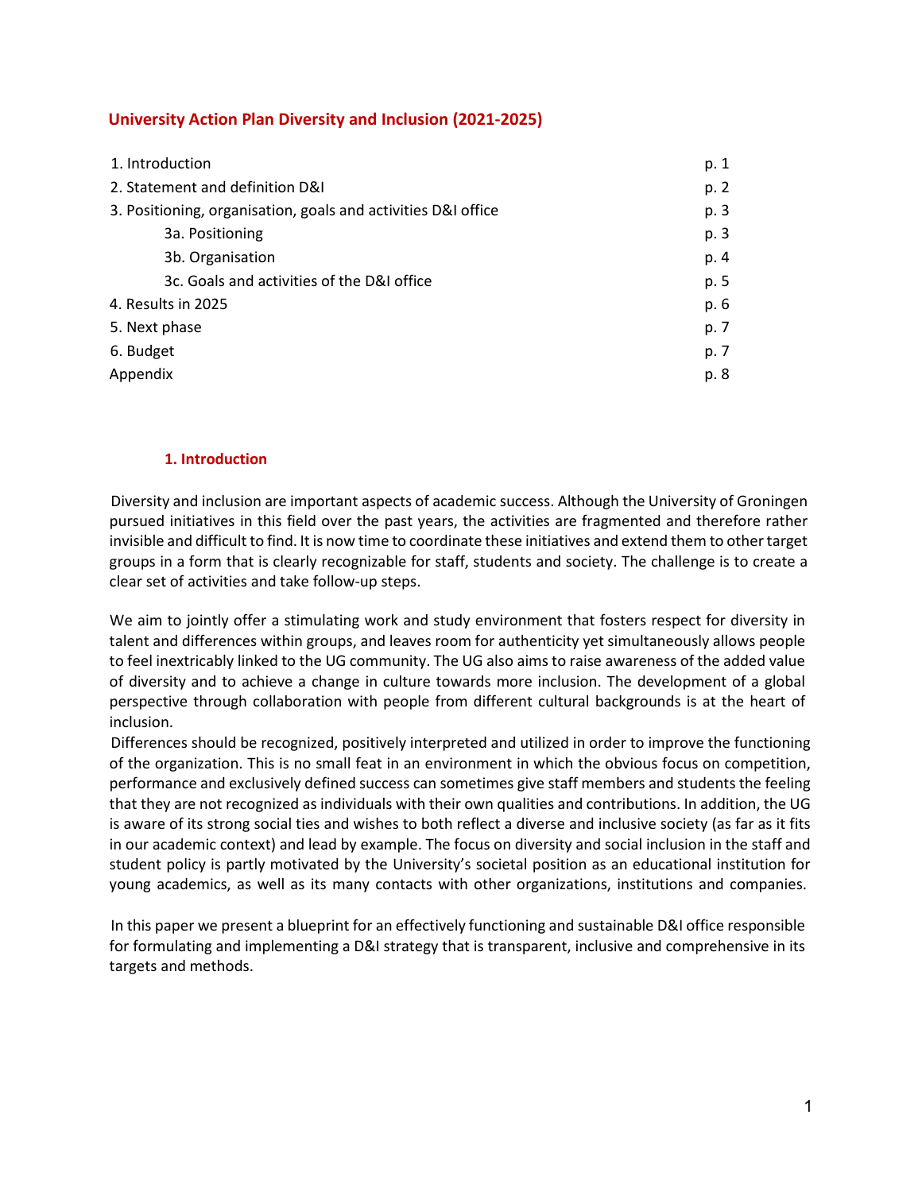# University Action Plan Diversity and Inclusion (2021-2025)

| | |
|---|---|
| 1. Introduction | p. 1 |
| 2. Statement and definition D&I | p. 2 |
| 3. Positioning, organisation, goals and activities D&I office | p. 3 |
| 3a. Positioning | p. 3 |
| 3b. Organisation | p. 4 |
| 3c. Goals and activities of the D&I office | p. 5 |
| 4. Results in 2025 | p. 6 |
| 5. Next phase | p. 7 |
| 6. Budget | p. 7 |
| Appendix | p. 8 |

## 1. Introduction

Diversity and inclusion are important aspects of academic success. Although the University of Groningen pursued initiatives in this field over the past years, the activities are fragmented and therefore rather invisible and difficult to find. It is now time to coordinate these initiatives and extend them to other target groups in a form that is clearly recognizable for staff, students and society. The challenge is to create a clear set of activities and take follow-up steps.

We aim to jointly offer a stimulating work and study environment that fosters respect for diversity in talent and differences within groups, and leaves room for authenticity yet simultaneously allows people to feel inextricably linked to the UG community. The UG also aims to raise awareness of the added value of diversity and to achieve a change in culture towards more inclusion. The development of a global perspective through collaboration with people from different cultural backgrounds is at the heart of inclusion.

Differences should be recognized, positively interpreted and utilized in order to improve the functioning of the organization. This is no small feat in an environment in which the obvious focus on competition, performance and exclusively defined success can sometimes give staff members and students the feeling that they are not recognized as individuals with their own qualities and contributions. In addition, the UG is aware of its strong social ties and wishes to both reflect a diverse and inclusive society (as far as it fits in our academic context) and lead by example. The focus on diversity and social inclusion in the staff and student policy is partly motivated by the University's societal position as an educational institution for young academics, as well as its many contacts with other organizations, institutions and companies.

In this paper we present a blueprint for an effectively functioning and sustainable D&I office responsible for formulating and implementing a D&I strategy that is transparent, inclusive and comprehensive in its targets and methods.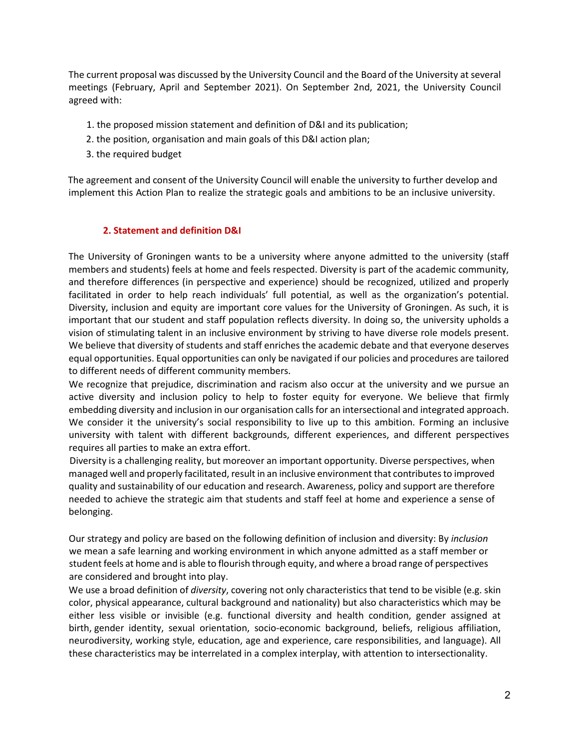The current proposal was discussed by the University Council and the Board of the University at several meetings (February, April and September 2021). On September 2nd, 2021, the University Council agreed with:

1. the proposed mission statement and definition of D&I and its publication;
2. the position, organisation and main goals of this D&I action plan;
3. the required budget

The agreement and consent of the University Council will enable the university to further develop and implement this Action Plan to realize the strategic goals and ambitions to be an inclusive university.

## 2. Statement and definition D&I

The University of Groningen wants to be a university where anyone admitted to the university (staff members and students) feels at home and feels respected. Diversity is part of the academic community, and therefore differences (in perspective and experience) should be recognized, utilized and properly facilitated in order to help reach individuals' full potential, as well as the organization's potential. Diversity, inclusion and equity are important core values for the University of Groningen. As such, it is important that our student and staff population reflects diversity. In doing so, the university upholds a vision of stimulating talent in an inclusive environment by striving to have diverse role models present. We believe that diversity of students and staff enriches the academic debate and that everyone deserves equal opportunities. Equal opportunities can only be navigated if our policies and procedures are tailored to different needs of different community members.

We recognize that prejudice, discrimination and racism also occur at the university and we pursue an active diversity and inclusion policy to help to foster equity for everyone. We believe that firmly embedding diversity and inclusion in our organisation calls for an intersectional and integrated approach. We consider it the university's social responsibility to live up to this ambition. Forming an inclusive university with talent with different backgrounds, different experiences, and different perspectives requires all parties to make an extra effort.

Diversity is a challenging reality, but moreover an important opportunity. Diverse perspectives, when managed well and properly facilitated, result in an inclusive environment that contributes to improved quality and sustainability of our education and research. Awareness, policy and support are therefore needed to achieve the strategic aim that students and staff feel at home and experience a sense of belonging.

Our strategy and policy are based on the following definition of inclusion and diversity: By *inclusion* we mean a safe learning and working environment in which anyone admitted as a staff member or student feels at home and is able to flourish through equity, and where a broad range of perspectives are considered and brought into play.

We use a broad definition of *diversity*, covering not only characteristics that tend to be visible (e.g. skin color, physical appearance, cultural background and nationality) but also characteristics which may be either less visible or invisible (e.g. functional diversity and health condition, gender assigned at birth, gender identity, sexual orientation, socio-economic background, beliefs, religious affiliation, neurodiversity, working style, education, age and experience, care responsibilities, and language). All these characteristics may be interrelated in a complex interplay, with attention to intersectionality.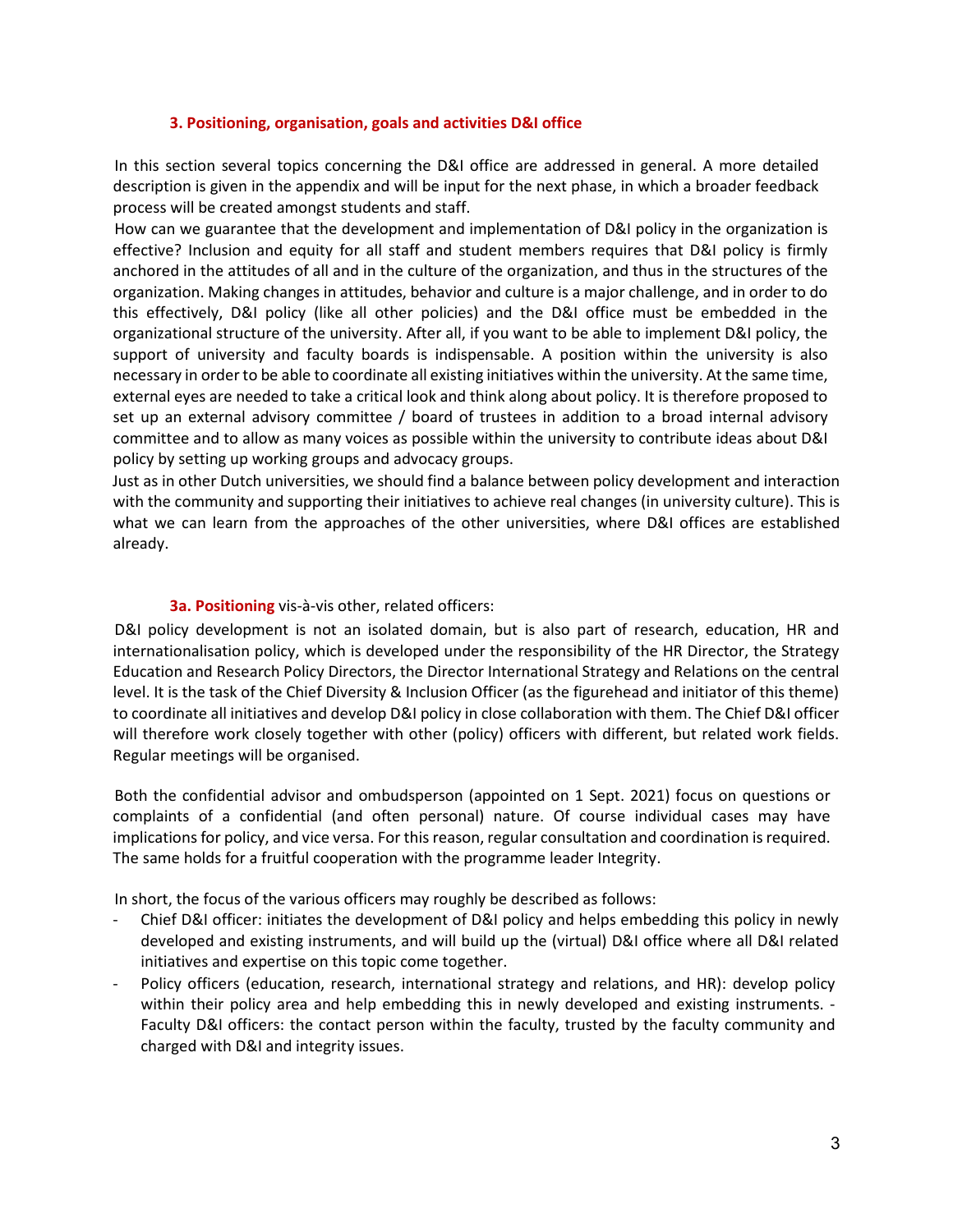### 3. Positioning, organisation, goals and activities D&I office

In this section several topics concerning the D&I office are addressed in general. A more detailed description is given in the appendix and will be input for the next phase, in which a broader feedback process will be created amongst students and staff.

How can we guarantee that the development and implementation of D&I policy in the organization is effective? Inclusion and equity for all staff and student members requires that D&I policy is firmly anchored in the attitudes of all and in the culture of the organization, and thus in the structures of the organization. Making changes in attitudes, behavior and culture is a major challenge, and in order to do this effectively, D&I policy (like all other policies) and the D&I office must be embedded in the organizational structure of the university. After all, if you want to be able to implement D&I policy, the support of university and faculty boards is indispensable. A position within the university is also necessary in order to be able to coordinate all existing initiatives within the university. At the same time, external eyes are needed to take a critical look and think along about policy. It is therefore proposed to set up an external advisory committee / board of trustees in addition to a broad internal advisory committee and to allow as many voices as possible within the university to contribute ideas about D&I policy by setting up working groups and advocacy groups.

Just as in other Dutch universities, we should find a balance between policy development and interaction with the community and supporting their initiatives to achieve real changes (in university culture). This is what we can learn from the approaches of the other universities, where D&I offices are established already.

#### 3a. Positioning vis-à-vis other, related officers:

D&I policy development is not an isolated domain, but is also part of research, education, HR and internationalisation policy, which is developed under the responsibility of the HR Director, the Strategy Education and Research Policy Directors, the Director International Strategy and Relations on the central level. It is the task of the Chief Diversity & Inclusion Officer (as the figurehead and initiator of this theme) to coordinate all initiatives and develop D&I policy in close collaboration with them. The Chief D&I officer will therefore work closely together with other (policy) officers with different, but related work fields. Regular meetings will be organised.

Both the confidential advisor and ombudsperson (appointed on 1 Sept. 2021) focus on questions or complaints of a confidential (and often personal) nature. Of course individual cases may have implications for policy, and vice versa. For this reason, regular consultation and coordination is required. The same holds for a fruitful cooperation with the programme leader Integrity.

In short, the focus of the various officers may roughly be described as follows:

- Chief D&I officer: initiates the development of D&I policy and helps embedding this policy in newly developed and existing instruments, and will build up the (virtual) D&I office where all D&I related initiatives and expertise on this topic come together.
- Policy officers (education, research, international strategy and relations, and HR): develop policy within their policy area and help embedding this in newly developed and existing instruments.
- Faculty D&I officers: the contact person within the faculty, trusted by the faculty community and charged with D&I and integrity issues.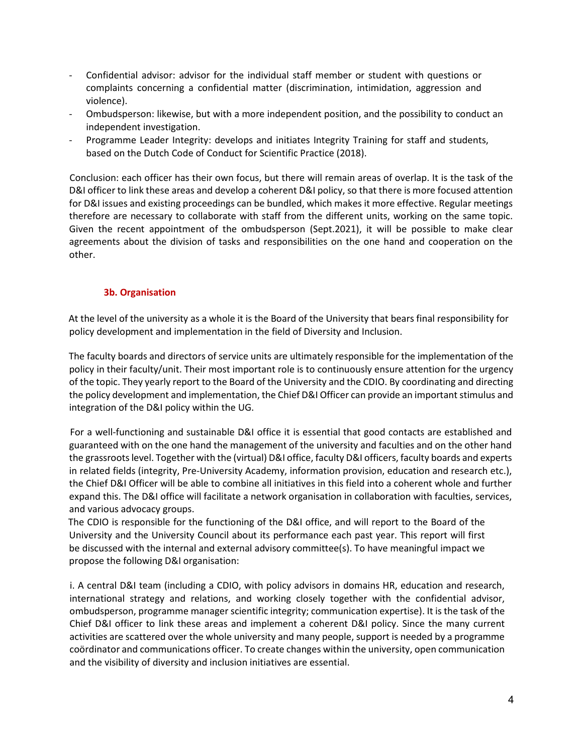- Confidential advisor: advisor for the individual staff member or student with questions or complaints concerning a confidential matter (discrimination, intimidation, aggression and violence).
- Ombudsperson: likewise, but with a more independent position, and the possibility to conduct an independent investigation.
- Programme Leader Integrity: develops and initiates Integrity Training for staff and students, based on the Dutch Code of Conduct for Scientific Practice (2018).

Conclusion: each officer has their own focus, but there will remain areas of overlap. It is the task of the D&I officer to link these areas and develop a coherent D&I policy, so that there is more focused attention for D&I issues and existing proceedings can be bundled, which makes it more effective. Regular meetings therefore are necessary to collaborate with staff from the different units, working on the same topic. Given the recent appointment of the ombudsperson (Sept.2021), it will be possible to make clear agreements about the division of tasks and responsibilities on the one hand and cooperation on the other.

### 3b. Organisation

At the level of the university as a whole it is the Board of the University that bears final responsibility for policy development and implementation in the field of Diversity and Inclusion.

The faculty boards and directors of service units are ultimately responsible for the implementation of the policy in their faculty/unit. Their most important role is to continuously ensure attention for the urgency of the topic. They yearly report to the Board of the University and the CDIO. By coordinating and directing the policy development and implementation, the Chief D&I Officer can provide an important stimulus and integration of the D&I policy within the UG.

For a well-functioning and sustainable D&I office it is essential that good contacts are established and guaranteed with on the one hand the management of the university and faculties and on the other hand the grassroots level. Together with the (virtual) D&I office, faculty D&I officers, faculty boards and experts in related fields (integrity, Pre-University Academy, information provision, education and research etc.), the Chief D&I Officer will be able to combine all initiatives in this field into a coherent whole and further expand this. The D&I office will facilitate a network organisation in collaboration with faculties, services, and various advocacy groups.

The CDIO is responsible for the functioning of the D&I office, and will report to the Board of the University and the University Council about its performance each past year. This report will first be discussed with the internal and external advisory committee(s). To have meaningful impact we propose the following D&I organisation:

i. A central D&I team (including a CDIO, with policy advisors in domains HR, education and research, international strategy and relations, and working closely together with the confidential advisor, ombudsperson, programme manager scientific integrity; communication expertise). It is the task of the Chief D&I officer to link these areas and implement a coherent D&I policy. Since the many current activities are scattered over the whole university and many people, support is needed by a programme coördinator and communications officer. To create changes within the university, open communication and the visibility of diversity and inclusion initiatives are essential.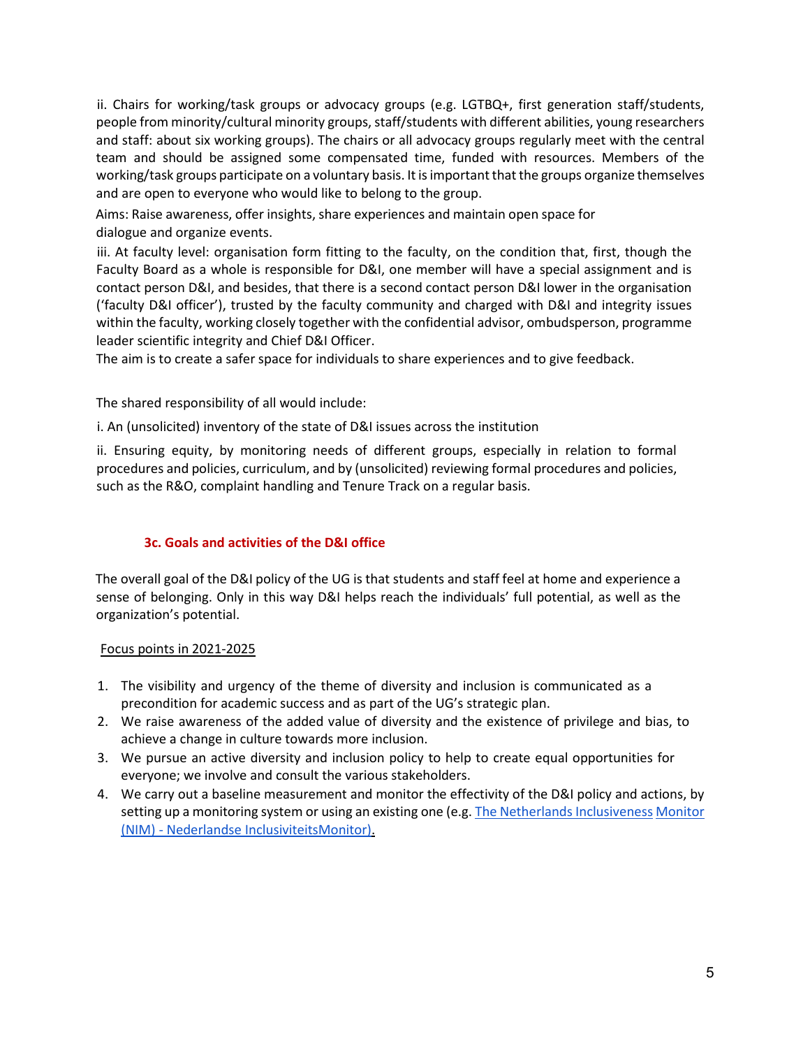ii. Chairs for working/task groups or advocacy groups (e.g. LGTBQ+, first generation staff/students, people from minority/cultural minority groups, staff/students with different abilities, young researchers and staff: about six working groups). The chairs or all advocacy groups regularly meet with the central team and should be assigned some compensated time, funded with resources. Members of the working/task groups participate on a voluntary basis. It is important that the groups organize themselves and are open to everyone who would like to belong to the group.

Aims: Raise awareness, offer insights, share experiences and maintain open space for dialogue and organize events.

iii. At faculty level: organisation form fitting to the faculty, on the condition that, first, though the Faculty Board as a whole is responsible for D&I, one member will have a special assignment and is contact person D&I, and besides, that there is a second contact person D&I lower in the organisation ('faculty D&I officer'), trusted by the faculty community and charged with D&I and integrity issues within the faculty, working closely together with the confidential advisor, ombudsperson, programme leader scientific integrity and Chief D&I Officer.

The aim is to create a safer space for individuals to share experiences and to give feedback.

The shared responsibility of all would include:

i. An (unsolicited) inventory of the state of D&I issues across the institution

ii. Ensuring equity, by monitoring needs of different groups, especially in relation to formal procedures and policies, curriculum, and by (unsolicited) reviewing formal procedures and policies, such as the R&O, complaint handling and Tenure Track on a regular basis.

### 3c. Goals and activities of the D&I office

The overall goal of the D&I policy of the UG is that students and staff feel at home and experience a sense of belonging. Only in this way D&I helps reach the individuals' full potential, as well as the organization's potential.

Focus points in 2021-2025

1. The visibility and urgency of the theme of diversity and inclusion is communicated as a precondition for academic success and as part of the UG's strategic plan.
2. We raise awareness of the added value of diversity and the existence of privilege and bias, to achieve a change in culture towards more inclusion.
3. We pursue an active diversity and inclusion policy to help to create equal opportunities for everyone; we involve and consult the various stakeholders.
4. We carry out a baseline measurement and monitor the effectivity of the D&I policy and actions, by setting up a monitoring system or using an existing one (e.g. The Netherlands Inclusiveness Monitor (NIM) - Nederlandse InclusiviteitsMonitor).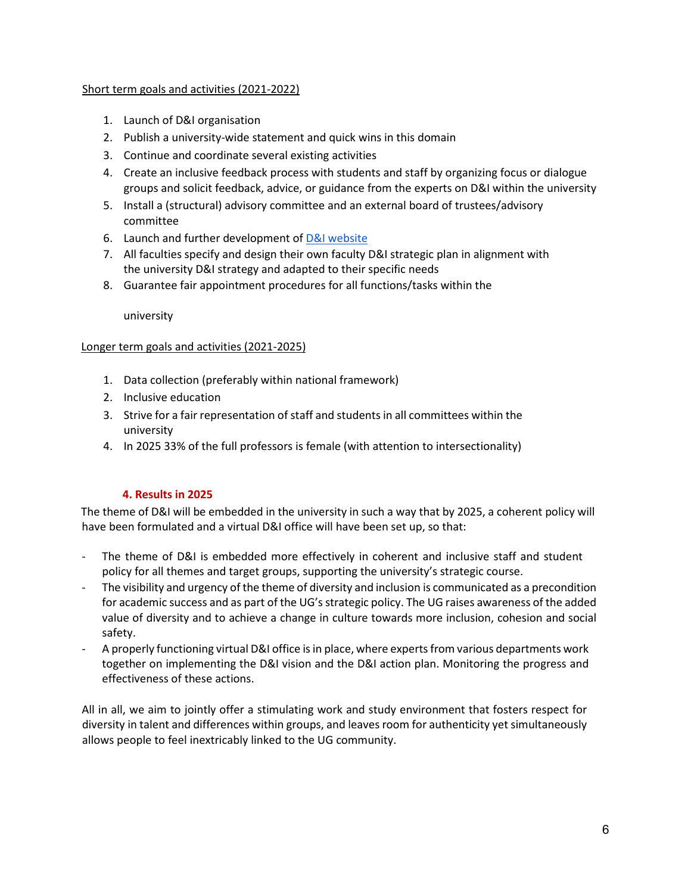Short term goals and activities (2021-2022)

1. Launch of D&I organisation
2. Publish a university-wide statement and quick wins in this domain
3. Continue and coordinate several existing activities
4. Create an inclusive feedback process with students and staff by organizing focus or dialogue groups and solicit feedback, advice, or guidance from the experts on D&I within the university
5. Install a (structural) advisory committee and an external board of trustees/advisory committee
6. Launch and further development of D&I website
7. All faculties specify and design their own faculty D&I strategic plan in alignment with the university D&I strategy and adapted to their specific needs
8. Guarantee fair appointment procedures for all functions/tasks within the university

Longer term goals and activities (2021-2025)

1. Data collection (preferably within national framework)
2. Inclusive education
3. Strive for a fair representation of staff and students in all committees within the university
4. In 2025 33% of the full professors is female (with attention to intersectionality)

## 4. Results in 2025

The theme of D&I will be embedded in the university in such a way that by 2025, a coherent policy will have been formulated and a virtual D&I office will have been set up, so that:

- The theme of D&I is embedded more effectively in coherent and inclusive staff and student policy for all themes and target groups, supporting the university's strategic course.
- The visibility and urgency of the theme of diversity and inclusion is communicated as a precondition for academic success and as part of the UG's strategic policy. The UG raises awareness of the added value of diversity and to achieve a change in culture towards more inclusion, cohesion and social safety.
- A properly functioning virtual D&I office is in place, where experts from various departments work together on implementing the D&I vision and the D&I action plan. Monitoring the progress and effectiveness of these actions.

All in all, we aim to jointly offer a stimulating work and study environment that fosters respect for diversity in talent and differences within groups, and leaves room for authenticity yet simultaneously allows people to feel inextricably linked to the UG community.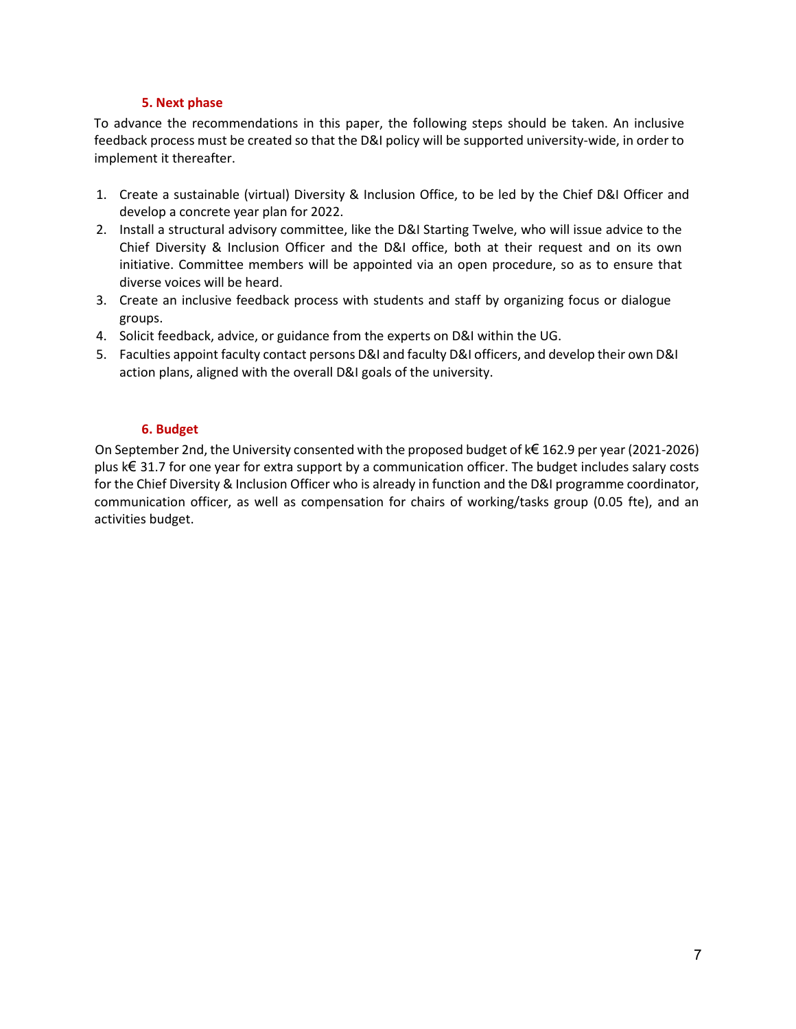## 5. Next phase

To advance the recommendations in this paper, the following steps should be taken. An inclusive feedback process must be created so that the D&I policy will be supported university-wide, in order to implement it thereafter.

1. Create a sustainable (virtual) Diversity & Inclusion Office, to be led by the Chief D&I Officer and develop a concrete year plan for 2022.
2. Install a structural advisory committee, like the D&I Starting Twelve, who will issue advice to the Chief Diversity & Inclusion Officer and the D&I office, both at their request and on its own initiative. Committee members will be appointed via an open procedure, so as to ensure that diverse voices will be heard.
3. Create an inclusive feedback process with students and staff by organizing focus or dialogue groups.
4. Solicit feedback, advice, or guidance from the experts on D&I within the UG.
5. Faculties appoint faculty contact persons D&I and faculty D&I officers, and develop their own D&I action plans, aligned with the overall D&I goals of the university.

## 6. Budget

On September 2nd, the University consented with the proposed budget of k€ 162.9 per year (2021-2026) plus k€ 31.7 for one year for extra support by a communication officer. The budget includes salary costs for the Chief Diversity & Inclusion Officer who is already in function and the D&I programme coordinator, communication officer, as well as compensation for chairs of working/tasks group (0.05 fte), and an activities budget.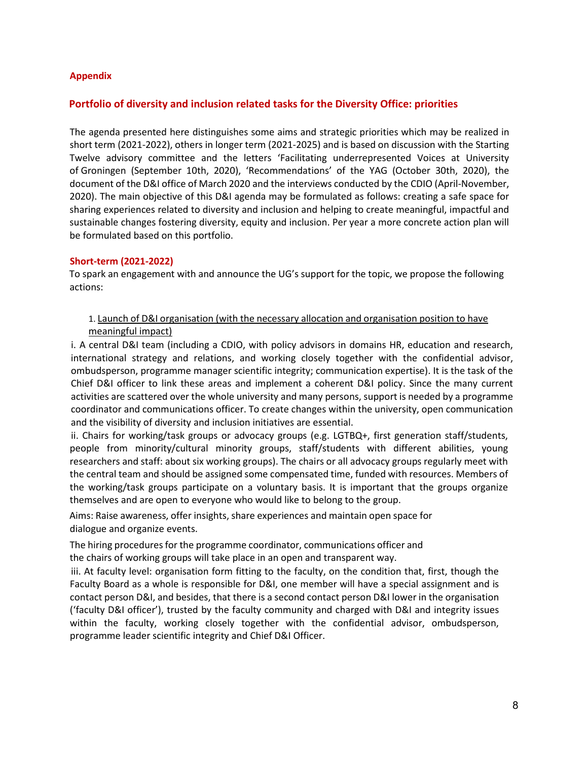## Appendix

## Portfolio of diversity and inclusion related tasks for the Diversity Office: priorities

The agenda presented here distinguishes some aims and strategic priorities which may be realized in short term (2021-2022), others in longer term (2021-2025) and is based on discussion with the Starting Twelve advisory committee and the letters 'Facilitating underrepresented Voices at University of Groningen (September 10th, 2020), 'Recommendations' of the YAG (October 30th, 2020), the document of the D&I office of March 2020 and the interviews conducted by the CDIO (April-November, 2020). The main objective of this D&I agenda may be formulated as follows: creating a safe space for sharing experiences related to diversity and inclusion and helping to create meaningful, impactful and sustainable changes fostering diversity, equity and inclusion. Per year a more concrete action plan will be formulated based on this portfolio.

### Short-term (2021-2022)

To spark an engagement with and announce the UG's support for the topic, we propose the following actions:

1. <u>Launch of D&I organisation (with the necessary allocation and organisation position to have meaningful impact)</u>

i. A central D&I team (including a CDIO, with policy advisors in domains HR, education and research, international strategy and relations, and working closely together with the confidential advisor, ombudsperson, programme manager scientific integrity; communication expertise). It is the task of the Chief D&I officer to link these areas and implement a coherent D&I policy. Since the many current activities are scattered over the whole university and many persons, support is needed by a programme coordinator and communications officer. To create changes within the university, open communication and the visibility of diversity and inclusion initiatives are essential.

ii. Chairs for working/task groups or advocacy groups (e.g. LGTBQ+, first generation staff/students, people from minority/cultural minority groups, staff/students with different abilities, young researchers and staff: about six working groups). The chairs or all advocacy groups regularly meet with the central team and should be assigned some compensated time, funded with resources. Members of the working/task groups participate on a voluntary basis. It is important that the groups organize themselves and are open to everyone who would like to belong to the group.

Aims: Raise awareness, offer insights, share experiences and maintain open space for dialogue and organize events.

The hiring procedures for the programme coordinator, communications officer and the chairs of working groups will take place in an open and transparent way.

iii. At faculty level: organisation form fitting to the faculty, on the condition that, first, though the Faculty Board as a whole is responsible for D&I, one member will have a special assignment and is contact person D&I, and besides, that there is a second contact person D&I lower in the organisation ('faculty D&I officer'), trusted by the faculty community and charged with D&I and integrity issues within the faculty, working closely together with the confidential advisor, ombudsperson, programme leader scientific integrity and Chief D&I Officer.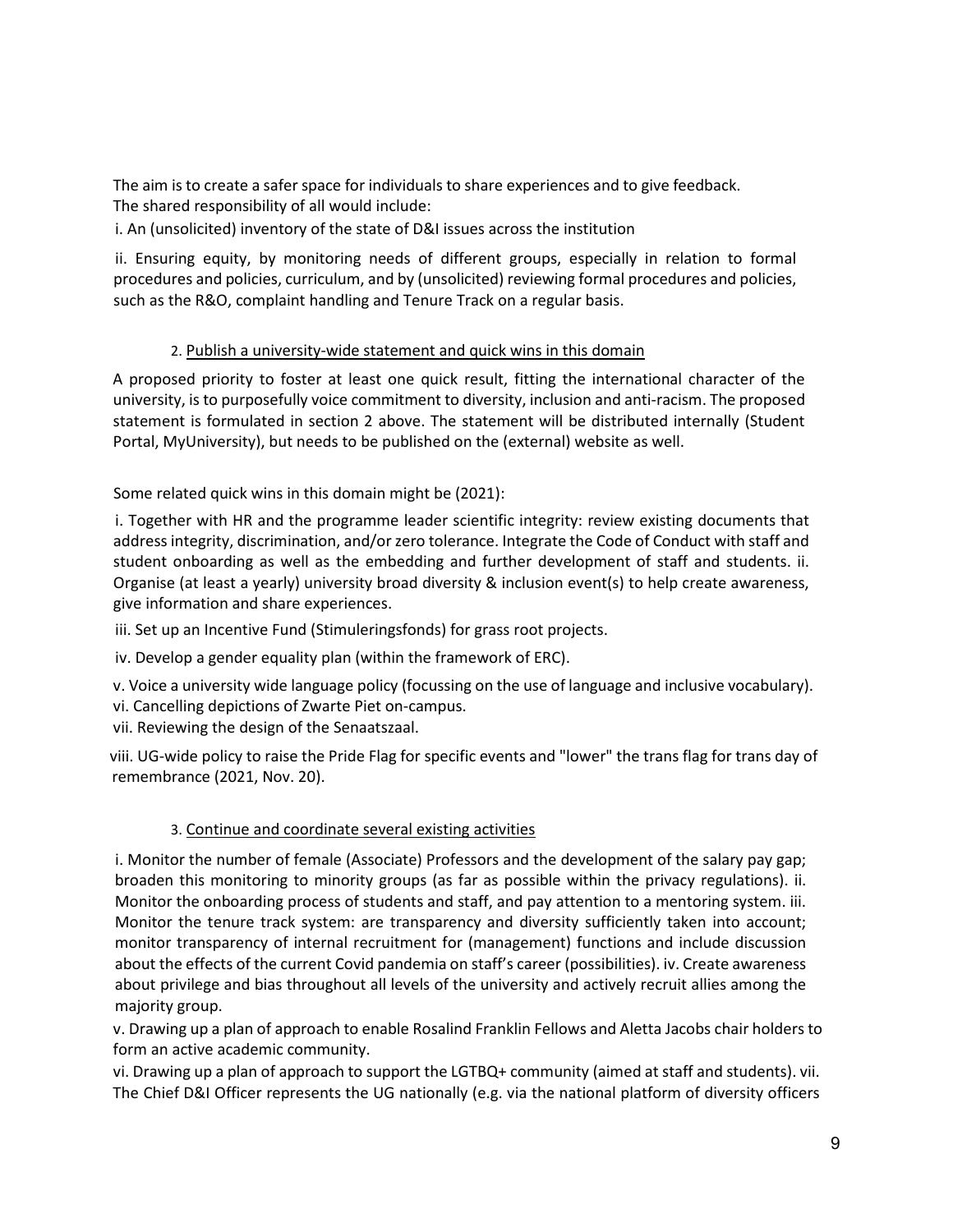The aim is to create a safer space for individuals to share experiences and to give feedback. The shared responsibility of all would include:

i. An (unsolicited) inventory of the state of D&I issues across the institution

ii. Ensuring equity, by monitoring needs of different groups, especially in relation to formal procedures and policies, curriculum, and by (unsolicited) reviewing formal procedures and policies, such as the R&O, complaint handling and Tenure Track on a regular basis.

2. <u>Publish a university-wide statement and quick wins in this domain</u>

A proposed priority to foster at least one quick result, fitting the international character of the university, is to purposefully voice commitment to diversity, inclusion and anti-racism. The proposed statement is formulated in section 2 above. The statement will be distributed internally (Student Portal, MyUniversity), but needs to be published on the (external) website as well.

Some related quick wins in this domain might be (2021):

i. Together with HR and the programme leader scientific integrity: review existing documents that address integrity, discrimination, and/or zero tolerance. Integrate the Code of Conduct with staff and student onboarding as well as the embedding and further development of staff and students. ii. Organise (at least a yearly) university broad diversity & inclusion event(s) to help create awareness, give information and share experiences.

iii. Set up an Incentive Fund (Stimuleringsfonds) for grass root projects.

iv. Develop a gender equality plan (within the framework of ERC).

v. Voice a university wide language policy (focussing on the use of language and inclusive vocabulary).

vi. Cancelling depictions of Zwarte Piet on-campus.

vii. Reviewing the design of the Senaatszaal.

viii. UG-wide policy to raise the Pride Flag for specific events and "lower" the trans flag for trans day of remembrance (2021, Nov. 20).

3. <u>Continue and coordinate several existing activities</u>

i. Monitor the number of female (Associate) Professors and the development of the salary pay gap; broaden this monitoring to minority groups (as far as possible within the privacy regulations). ii. Monitor the onboarding process of students and staff, and pay attention to a mentoring system. iii. Monitor the tenure track system: are transparency and diversity sufficiently taken into account; monitor transparency of internal recruitment for (management) functions and include discussion about the effects of the current Covid pandemia on staff's career (possibilities). iv. Create awareness about privilege and bias throughout all levels of the university and actively recruit allies among the majority group.

v. Drawing up a plan of approach to enable Rosalind Franklin Fellows and Aletta Jacobs chair holders to form an active academic community.

vi. Drawing up a plan of approach to support the LGTBQ+ community (aimed at staff and students). vii. The Chief D&I Officer represents the UG nationally (e.g. via the national platform of diversity officers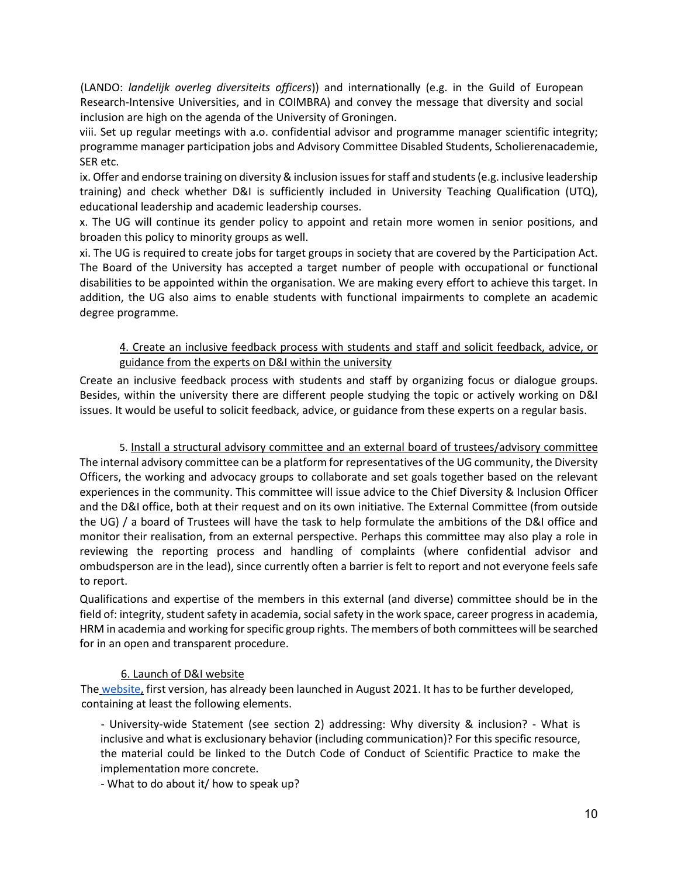(LANDO: *landelijk overleg diversiteits officers*)) and internationally (e.g. in the Guild of European Research-Intensive Universities, and in COIMBRA) and convey the message that diversity and social inclusion are high on the agenda of the University of Groningen.

viii. Set up regular meetings with a.o. confidential advisor and programme manager scientific integrity; programme manager participation jobs and Advisory Committee Disabled Students, Scholierenacademie, SER etc.

ix. Offer and endorse training on diversity & inclusion issues for staff and students (e.g. inclusive leadership training) and check whether D&I is sufficiently included in University Teaching Qualification (UTQ), educational leadership and academic leadership courses.

x. The UG will continue its gender policy to appoint and retain more women in senior positions, and broaden this policy to minority groups as well.

xi. The UG is required to create jobs for target groups in society that are covered by the Participation Act. The Board of the University has accepted a target number of people with occupational or functional disabilities to be appointed within the organisation. We are making every effort to achieve this target. In addition, the UG also aims to enable students with functional impairments to complete an academic degree programme.

4. Create an inclusive feedback process with students and staff and solicit feedback, advice, or guidance from the experts on D&I within the university

Create an inclusive feedback process with students and staff by organizing focus or dialogue groups. Besides, within the university there are different people studying the topic or actively working on D&I issues. It would be useful to solicit feedback, advice, or guidance from these experts on a regular basis.

5. Install a structural advisory committee and an external board of trustees/advisory committee

The internal advisory committee can be a platform for representatives of the UG community, the Diversity Officers, the working and advocacy groups to collaborate and set goals together based on the relevant experiences in the community. This committee will issue advice to the Chief Diversity & Inclusion Officer and the D&I office, both at their request and on its own initiative. The External Committee (from outside the UG) / a board of Trustees will have the task to help formulate the ambitions of the D&I office and monitor their realisation, from an external perspective. Perhaps this committee may also play a role in reviewing the reporting process and handling of complaints (where confidential advisor and ombudsperson are in the lead), since currently often a barrier is felt to report and not everyone feels safe to report.

Qualifications and expertise of the members in this external (and diverse) committee should be in the field of: integrity, student safety in academia, social safety in the work space, career progress in academia, HRM in academia and working for specific group rights. The members of both committees will be searched for in an open and transparent procedure.

6. Launch of D&I website

The website, first version, has already been launched in August 2021. It has to be further developed, containing at least the following elements.

- University-wide Statement (see section 2) addressing: Why diversity & inclusion? - What is inclusive and what is exclusionary behavior (including communication)? For this specific resource, the material could be linked to the Dutch Code of Conduct of Scientific Practice to make the implementation more concrete.
- What to do about it/ how to speak up?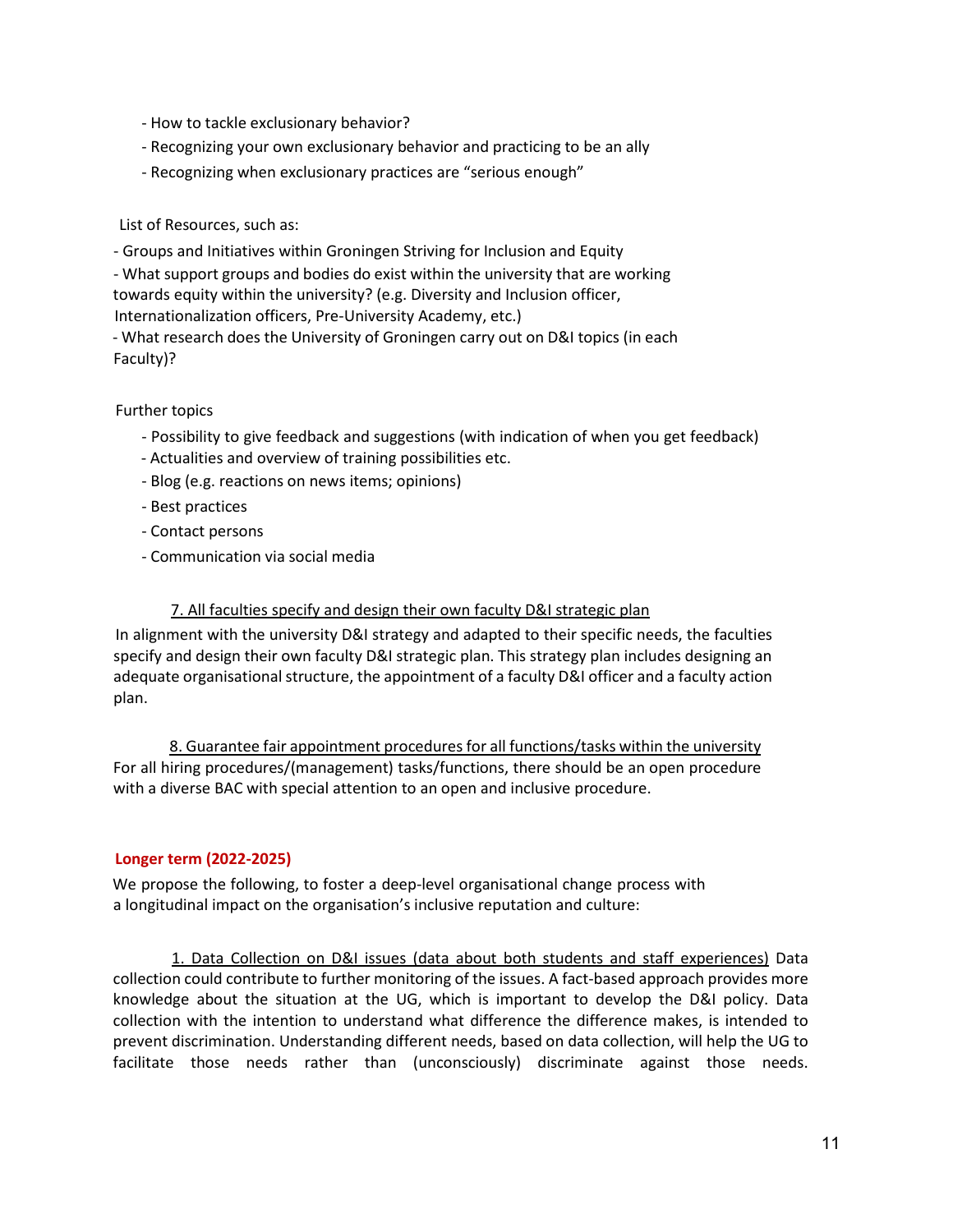- How to tackle exclusionary behavior?
- Recognizing your own exclusionary behavior and practicing to be an ally
- Recognizing when exclusionary practices are “serious enough”

List of Resources, such as:

- Groups and Initiatives within Groningen Striving for Inclusion and Equity
- What support groups and bodies do exist within the university that are working towards equity within the university? (e.g. Diversity and Inclusion officer, Internationalization officers, Pre-University Academy, etc.)
- What research does the University of Groningen carry out on D&I topics (in each Faculty)?

Further topics

- Possibility to give feedback and suggestions (with indication of when you get feedback)
- Actualities and overview of training possibilities etc.
- Blog (e.g. reactions on news items; opinions)
- Best practices
- Contact persons
- Communication via social media

<u>7. All faculties specify and design their own faculty D&I strategic plan</u>

In alignment with the university D&I strategy and adapted to their specific needs, the faculties specify and design their own faculty D&I strategic plan. This strategy plan includes designing an adequate organisational structure, the appointment of a faculty D&I officer and a faculty action plan.

<u>8. Guarantee fair appointment procedures for all functions/tasks within the university</u>

For all hiring procedures/(management) tasks/functions, there should be an open procedure with a diverse BAC with special attention to an open and inclusive procedure.

### Longer term (2022-2025)

We propose the following, to foster a deep-level organisational change process with a longitudinal impact on the organisation’s inclusive reputation and culture:

<u>1. Data Collection on D&I issues (data about both students and staff experiences)</u> Data collection could contribute to further monitoring of the issues. A fact-based approach provides more knowledge about the situation at the UG, which is important to develop the D&I policy. Data collection with the intention to understand what difference the difference makes, is intended to prevent discrimination. Understanding different needs, based on data collection, will help the UG to facilitate those needs rather than (unconsciously) discriminate against those needs.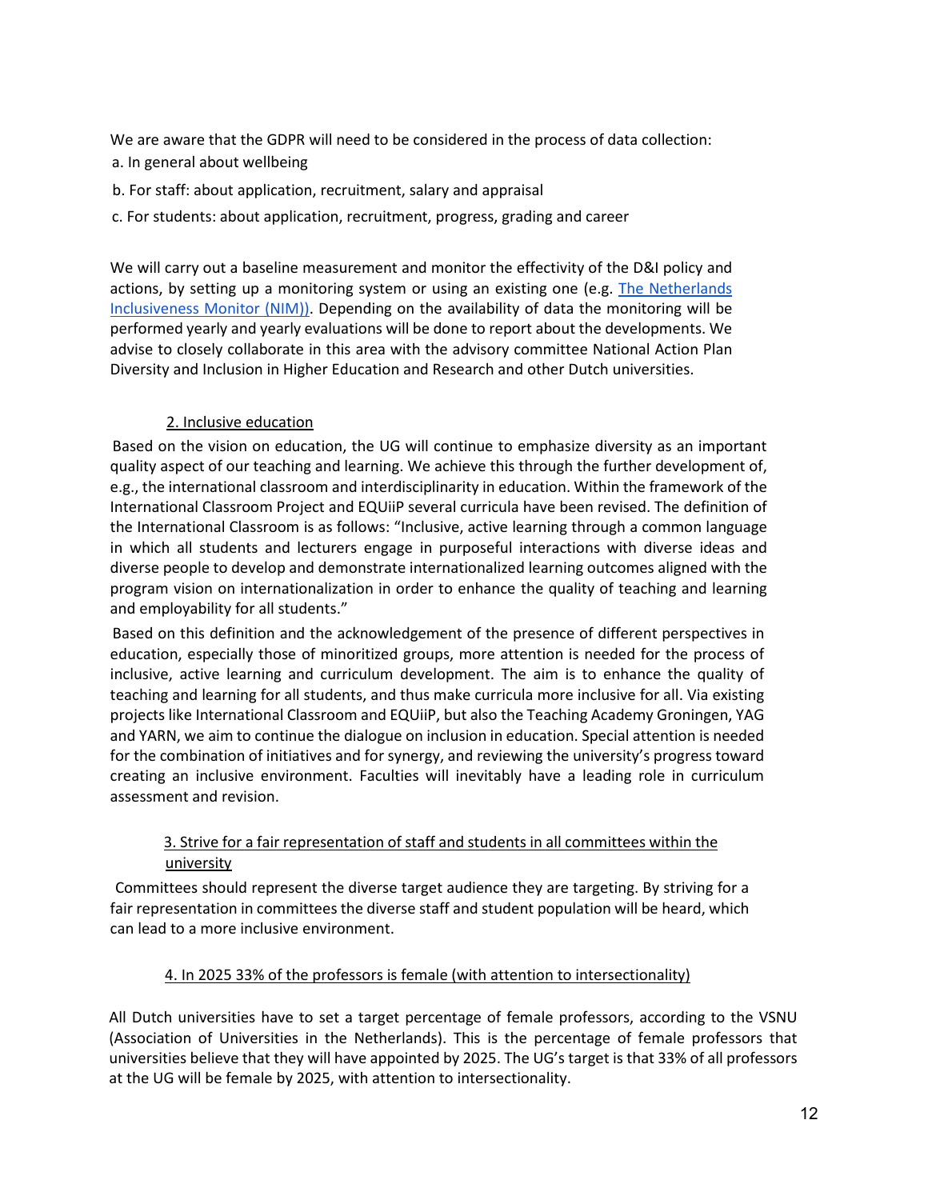We are aware that the GDPR will need to be considered in the process of data collection:

a. In general about wellbeing

b. For staff: about application, recruitment, salary and appraisal

c. For students: about application, recruitment, progress, grading and career

We will carry out a baseline measurement and monitor the effectivity of the D&I policy and actions, by setting up a monitoring system or using an existing one (e.g. [The Netherlands Inclusiveness Monitor (NIM))](). Depending on the availability of data the monitoring will be performed yearly and yearly evaluations will be done to report about the developments. We advise to closely collaborate in this area with the advisory committee National Action Plan Diversity and Inclusion in Higher Education and Research and other Dutch universities.

### 2. Inclusive education

Based on the vision on education, the UG will continue to emphasize diversity as an important quality aspect of our teaching and learning. We achieve this through the further development of, e.g., the international classroom and interdisciplinarity in education. Within the framework of the International Classroom Project and EQUiiP several curricula have been revised. The definition of the International Classroom is as follows: "Inclusive, active learning through a common language in which all students and lecturers engage in purposeful interactions with diverse ideas and diverse people to develop and demonstrate internationalized learning outcomes aligned with the program vision on internationalization in order to enhance the quality of teaching and learning and employability for all students."

Based on this definition and the acknowledgement of the presence of different perspectives in education, especially those of minoritized groups, more attention is needed for the process of inclusive, active learning and curriculum development. The aim is to enhance the quality of teaching and learning for all students, and thus make curricula more inclusive for all. Via existing projects like International Classroom and EQUiiP, but also the Teaching Academy Groningen, YAG and YARN, we aim to continue the dialogue on inclusion in education. Special attention is needed for the combination of initiatives and for synergy, and reviewing the university's progress toward creating an inclusive environment. Faculties will inevitably have a leading role in curriculum assessment and revision.

### 3. Strive for a fair representation of staff and students in all committees within the university

Committees should represent the diverse target audience they are targeting. By striving for a fair representation in committees the diverse staff and student population will be heard, which can lead to a more inclusive environment.

### 4. In 2025 33% of the professors is female (with attention to intersectionality)

All Dutch universities have to set a target percentage of female professors, according to the VSNU (Association of Universities in the Netherlands). This is the percentage of female professors that universities believe that they will have appointed by 2025. The UG's target is that 33% of all professors at the UG will be female by 2025, with attention to intersectionality.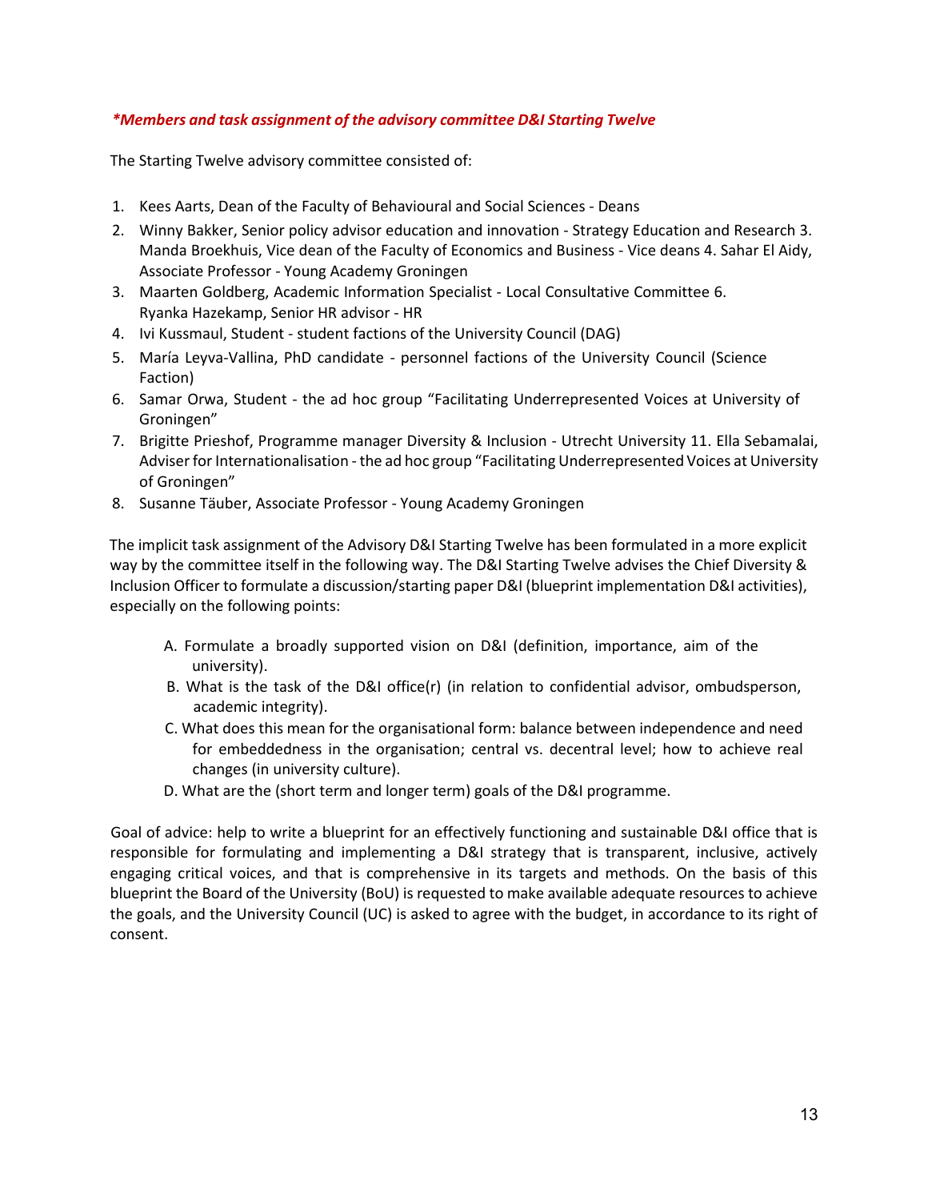***Members and task assignment of the advisory committee D&I Starting Twelve***

The Starting Twelve advisory committee consisted of:

1. Kees Aarts, Dean of the Faculty of Behavioural and Social Sciences - Deans
2. Winny Bakker, Senior policy advisor education and innovation - Strategy Education and Research 3. Manda Broekhuis, Vice dean of the Faculty of Economics and Business - Vice deans 4. Sahar El Aidy, Associate Professor - Young Academy Groningen
3. Maarten Goldberg, Academic Information Specialist - Local Consultative Committee 6. Ryanka Hazekamp, Senior HR advisor - HR
4. Ivi Kussmaul, Student - student factions of the University Council (DAG)
5. María Leyva-Vallina, PhD candidate - personnel factions of the University Council (Science Faction)
6. Samar Orwa, Student - the ad hoc group “Facilitating Underrepresented Voices at University of Groningen”
7. Brigitte Prieshof, Programme manager Diversity & Inclusion - Utrecht University 11. Ella Sebamalai, Adviser for Internationalisation - the ad hoc group “Facilitating Underrepresented Voices at University of Groningen”
8. Susanne Täuber, Associate Professor - Young Academy Groningen

The implicit task assignment of the Advisory D&I Starting Twelve has been formulated in a more explicit way by the committee itself in the following way. The D&I Starting Twelve advises the Chief Diversity & Inclusion Officer to formulate a discussion/starting paper D&I (blueprint implementation D&I activities), especially on the following points:

A. Formulate a broadly supported vision on D&I (definition, importance, aim of the university).
B. What is the task of the D&I office(r) (in relation to confidential advisor, ombudsperson, academic integrity).
C. What does this mean for the organisational form: balance between independence and need for embeddedness in the organisation; central vs. decentral level; how to achieve real changes (in university culture).
D. What are the (short term and longer term) goals of the D&I programme.

Goal of advice: help to write a blueprint for an effectively functioning and sustainable D&I office that is responsible for formulating and implementing a D&I strategy that is transparent, inclusive, actively engaging critical voices, and that is comprehensive in its targets and methods. On the basis of this blueprint the Board of the University (BoU) is requested to make available adequate resources to achieve the goals, and the University Council (UC) is asked to agree with the budget, in accordance to its right of consent.